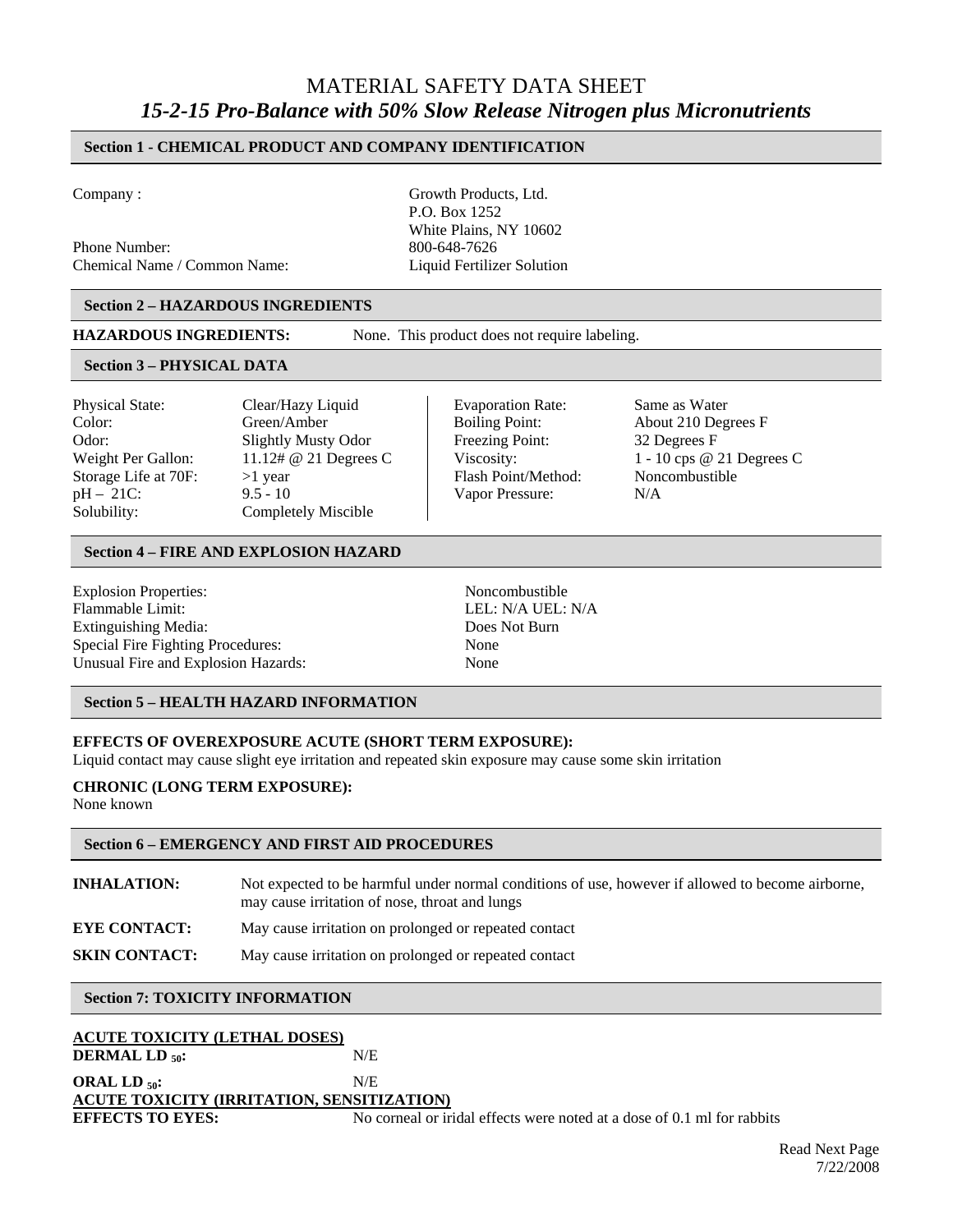# MATERIAL SAFETY DATA SHEET

## *15-2-15 Pro-Balance with 50% Slow Release Nitrogen plus Micronutrients*

### Section 1 - CHEMICAL PRODUCT AND COMPANY IDENTIFICATION

| | |
|---|---|
| Company : | Growth Products, Ltd.<br>P.O. Box 1252<br>White Plains, NY 10602 |
| Phone Number: | 800-648-7626 |
| Chemical Name / Common Name: | Liquid Fertilizer Solution |

### Section 2 – HAZARDOUS INGREDIENTS

**HAZARDOUS INGREDIENTS:** None. This product does not require labeling.

### Section 3 – PHYSICAL DATA

| | | | |
|---|---|---|---|
| Physical State: | Clear/Hazy Liquid | Evaporation Rate: | Same as Water |
| Color: | Green/Amber | Boiling Point: | About 210 Degrees F |
| Odor: | Slightly Musty Odor | Freezing Point: | 32 Degrees F |
| Weight Per Gallon: | 11.12# @ 21 Degrees C | Viscosity: | 1 - 10 cps @ 21 Degrees C |
| Storage Life at 70F: | >1 year | Flash Point/Method: | Noncombustible |
| pH – 21C: | 9.5 - 10 | Vapor Pressure: | N/A |
| Solubility: | Completely Miscible | | |

### Section 4 – FIRE AND EXPLOSION HAZARD

| | |
|---|---|
| Explosion Properties: | Noncombustible |
| Flammable Limit: | LEL: N/A UEL: N/A |
| Extinguishing Media: | Does Not Burn |
| Special Fire Fighting Procedures: | None |
| Unusual Fire and Explosion Hazards: | None |

### Section 5 – HEALTH HAZARD INFORMATION

**EFFECTS OF OVEREXPOSURE ACUTE (SHORT TERM EXPOSURE):**
Liquid contact may cause slight eye irritation and repeated skin exposure may cause some skin irritation

**CHRONIC (LONG TERM EXPOSURE):**
None known

### Section 6 – EMERGENCY AND FIRST AID PROCEDURES

**INHALATION:** Not expected to be harmful under normal conditions of use, however if allowed to become airborne, may cause irritation of nose, throat and lungs

**EYE CONTACT:** May cause irritation on prolonged or repeated contact

**SKIN CONTACT:** May cause irritation on prolonged or repeated contact

### Section 7: TOXICITY INFORMATION

**ACUTE TOXICITY (LETHAL DOSES)**

**DERMAL $LD_{50}$:** N/E

**ORAL $LD_{50}$:** N/E

**ACUTE TOXICITY (IRRITATION, SENSITIZATION)**

**EFFECTS TO EYES:** No corneal or iridal effects were noted at a dose of 0.1 ml for rabbits

Read Next Page
7/22/2008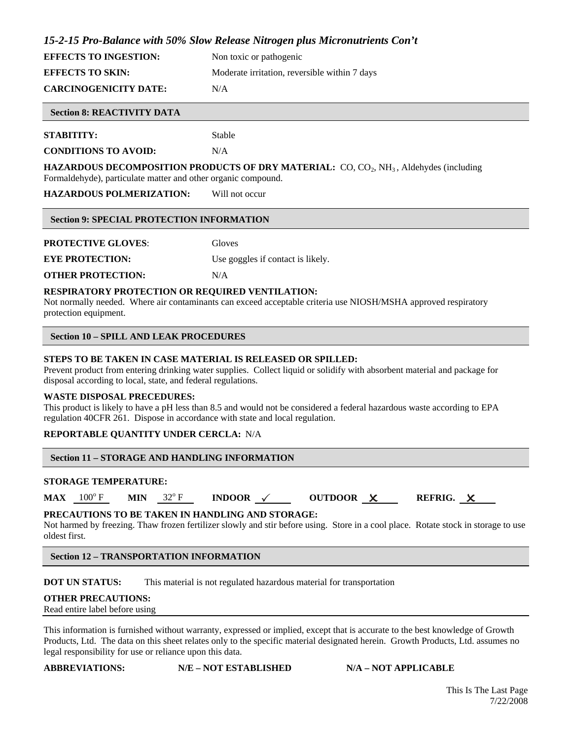## *15-2-15 Pro-Balance with 50% Slow Release Nitrogen plus Micronutrients Con't*

**EFFECTS TO INGESTION:** Non toxic or pathogenic

**EFFECTS TO SKIN:** Moderate irritation, reversible within 7 days

**CARCINOGENICITY DATE:** N/A

### Section 8: REACTIVITY DATA

**STABITITY:** Stable

**CONDITIONS TO AVOID:** N/A

**HAZARDOUS DECOMPOSITION PRODUCTS OF DRY MATERIAL:** CO, $CO_2$, $NH_3$, Aldehydes (including Formaldehyde), particulate matter and other organic compound.

**HAZARDOUS POLMERIZATION:** Will not occur

### Section 9: SPECIAL PROTECTION INFORMATION

**PROTECTIVE GLOVES**: Gloves

**EYE PROTECTION:** Use goggles if contact is likely.

**OTHER PROTECTION:** N/A

**RESPIRATORY PROTECTION OR REQUIRED VENTILATION:**
Not normally needed. Where air contaminants can exceed acceptable criteria use NIOSH/MSHA approved respiratory protection equipment.

### Section 10 – SPILL AND LEAK PROCEDURES

**STEPS TO BE TAKEN IN CASE MATERIAL IS RELEASED OR SPILLED:**
Prevent product from entering drinking water supplies. Collect liquid or solidify with absorbent material and package for disposal according to local, state, and federal regulations.

**WASTE DISPOSAL PRECEDURES:**
This product is likely to have a pH less than 8.5 and would not be considered a federal hazardous waste according to EPA regulation 40CFR 261. Dispose in accordance with state and local regulation.

**REPORTABLE QUANTITY UNDER CERCLA:** N/A

### Section 11 – STORAGE AND HANDLING INFORMATION

**STORAGE TEMPERATURE:**

**MAX** $100^o$ F **MIN** $32^o$ F **INDOOR** ✓ **OUTDOOR** ✗ **REFRIG.** ✗

**PRECAUTIONS TO BE TAKEN IN HANDLING AND STORAGE:**
Not harmed by freezing. Thaw frozen fertilizer slowly and stir before using. Store in a cool place. Rotate stock in storage to use oldest first.

### Section 12 – TRANSPORTATION INFORMATION

**DOT UN STATUS:** This material is not regulated hazardous material for transportation

**OTHER PRECAUTIONS:**
Read entire label before using

This information is furnished without warranty, expressed or implied, except that is accurate to the best knowledge of Growth Products, Ltd. The data on this sheet relates only to the specific material designated herein. Growth Products, Ltd. assumes no legal responsibility for use or reliance upon this data.

**ABBREVIATIONS:** **N/E – NOT ESTABLISHED** **N/A – NOT APPLICABLE**

This Is The Last Page
7/22/2008